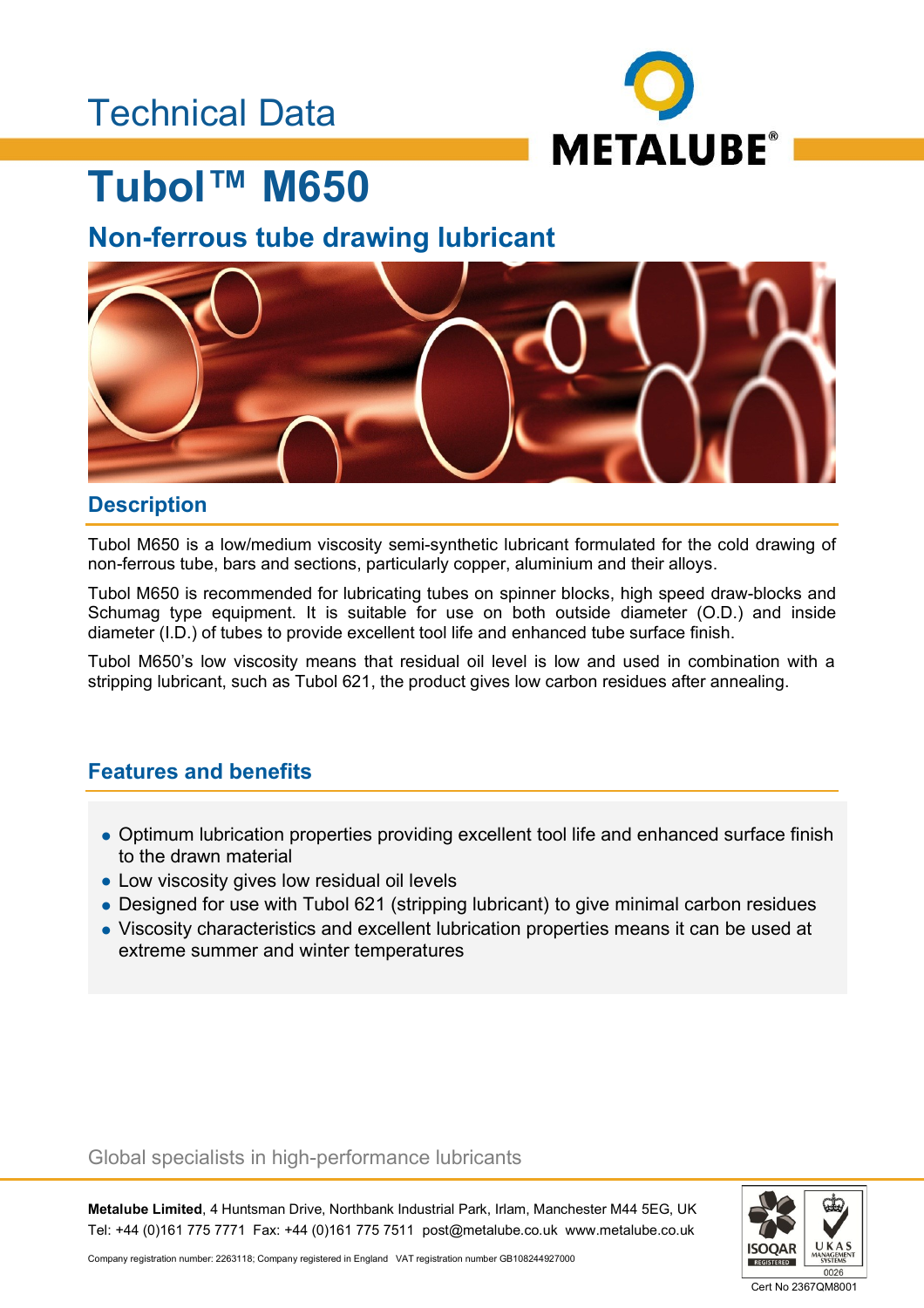Technical Data

# Tubol™ M650

## Non-ferrous tube drawing lubricant

### Description

Tubol M650 is a low/medium viscosity semi-synthetic lubricant formulated for the cold drawing of non-ferrous tube, bars and sections, particularly copper, aluminium and their alloys.

Tubol M650 is recommended for lubricating tubes on spinner blocks, high speed draw-blocks and Schumag type equipment. It is suitable for use on both outside diameter (O.D.) and inside diameter (I.D.) of tubes to provide excellent tool life and enhanced tube surface finish.

Tubol M650's low viscosity means that residual oil level is low and used in combination with a stripping lubricant, such as Tubol 621, the product gives low carbon residues after annealing.

### Features and benefits

- Optimum lubrication properties providing excellent tool life and enhanced surface finish to the drawn material
- Low viscosity gives low residual oil levels
- Designed for use with Tubol 621 (stripping lubricant) to give minimal carbon residues
- Viscosity characteristics and excellent lubrication properties means it can be used at extreme summer and winter temperatures

Global specialists in high-performance lubricants

**Metalube Limited**, 4 Huntsman Drive, Northbank Industrial Park, Irlam, Manchester M44 5EG, UK
Tel: +44 (0)161 775 7771 Fax: +44 (0)161 775 7511 post@metalube.co.uk www.metalube.co.uk

Company registration number: 2263118; Company registered in England VAT registration number GB108244927000

Cert No 2367QM8001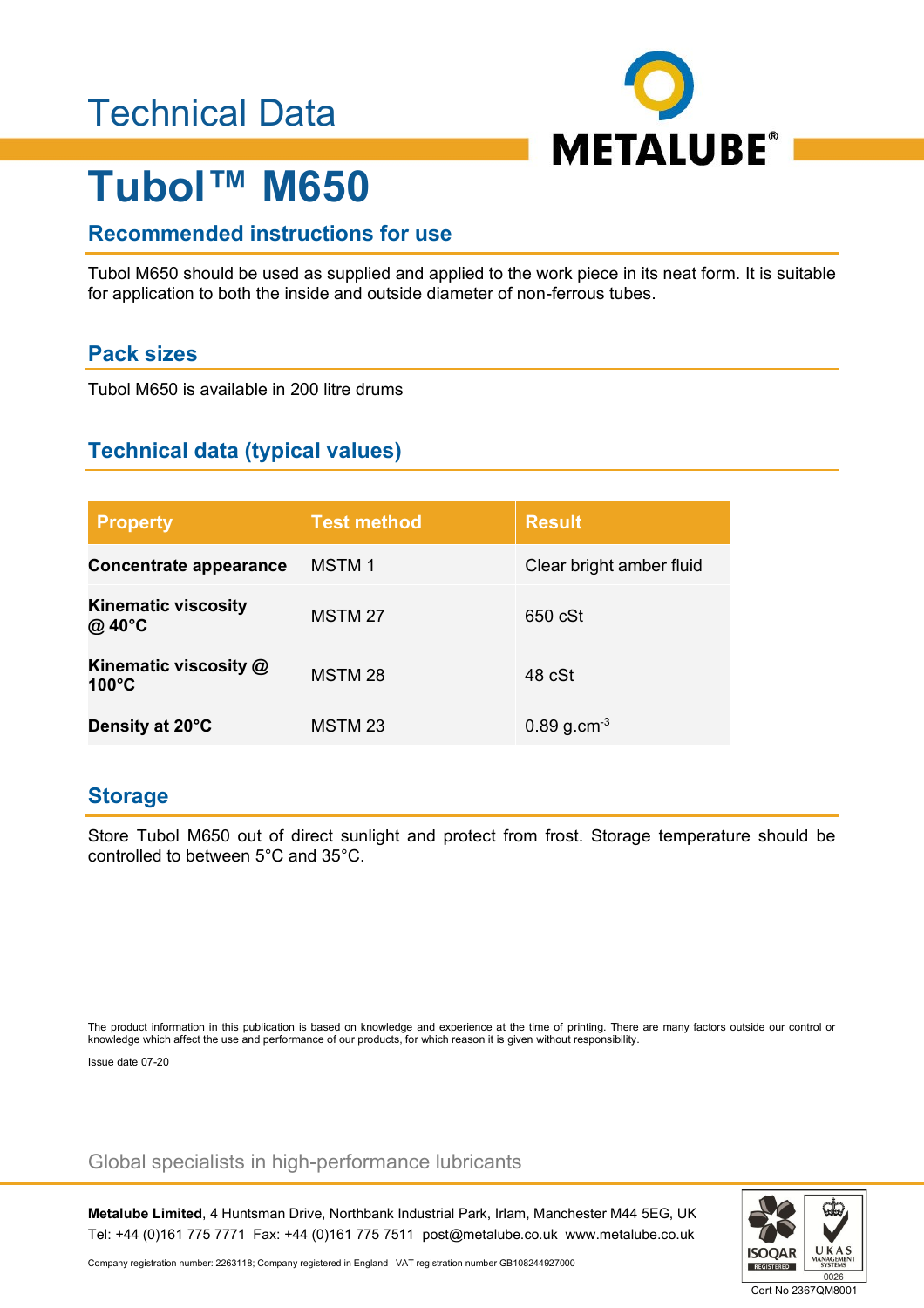# Technical Data

# Tubol™ M650

## Recommended instructions for use

Tubol M650 should be used as supplied and applied to the work piece in its neat form. It is suitable for application to both the inside and outside diameter of non-ferrous tubes.

## Pack sizes

Tubol M650 is available in 200 litre drums

## Technical data (typical values)

| Property | Test method | Result |
|---|---|---|
| **Concentrate appearance** | MSTM 1 | Clear bright amber fluid |
| **Kinematic viscosity @ 40°C** | MSTM 27 | 650 cSt |
| **Kinematic viscosity @ 100°C** | MSTM 28 | 48 cSt |
| **Density at 20°C** | MSTM 23 | 0.89 $g.cm^{-3}$ |

## Storage

Store Tubol M650 out of direct sunlight and protect from frost. Storage temperature should be controlled to between 5°C and 35°C.

The product information in this publication is based on knowledge and experience at the time of printing. There are many factors outside our control or knowledge which affect the use and performance of our products, for which reason it is given without responsibility.

Issue date 07-20

Global specialists in high-performance lubricants

**Metalube Limited**, 4 Huntsman Drive, Northbank Industrial Park, Irlam, Manchester M44 5EG, UK
Tel: +44 (0)161 775 7771 Fax: +44 (0)161 775 7511 post@metalube.co.uk www.metalube.co.uk

Company registration number: 2263118; Company registered in England VAT registration number GB108244927000

Cert No 2367QM8001